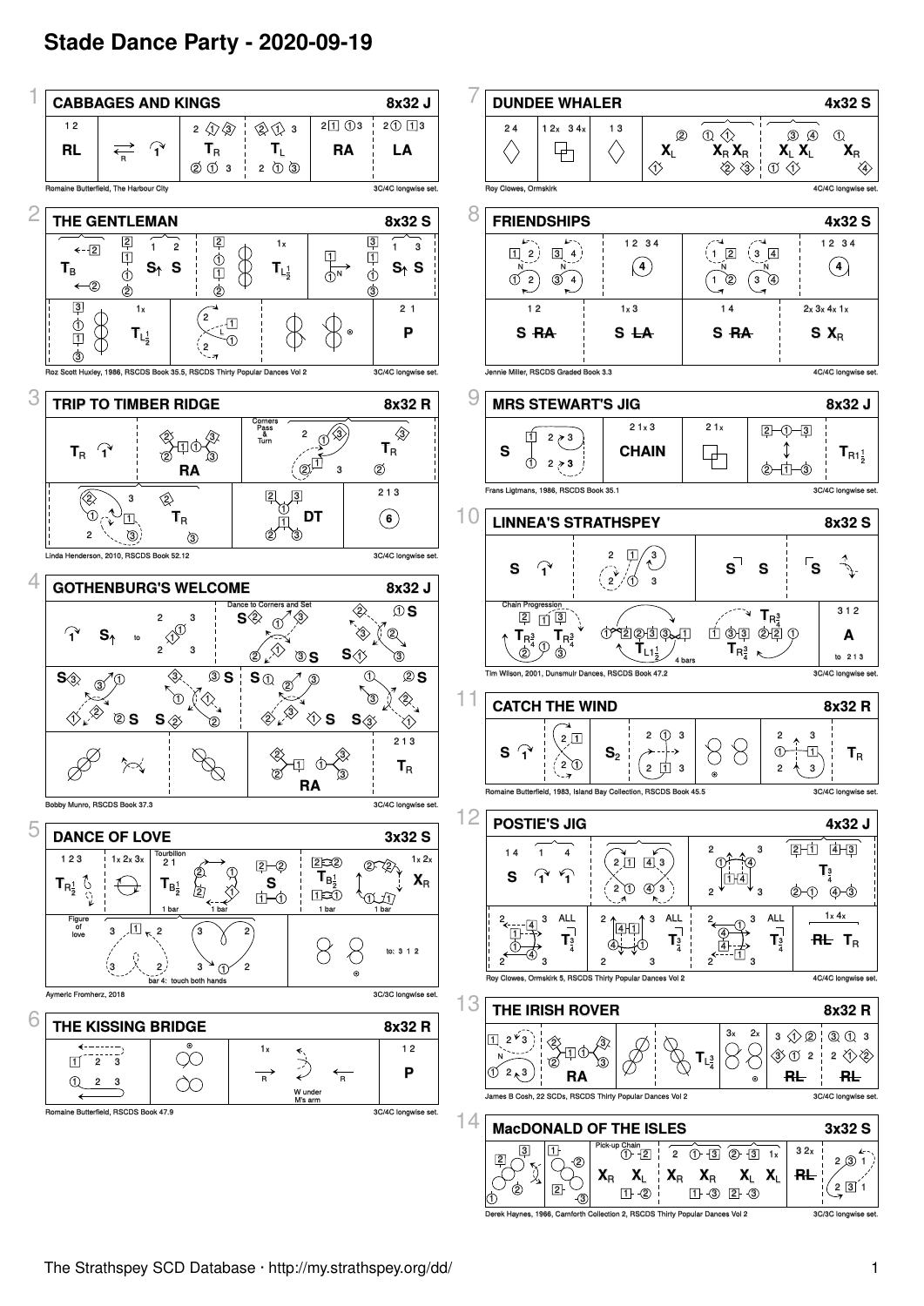# Stade Dance Party - 2020-09-19

## 1 CABBAGES AND KINGS — 8x32 J

| 12 | | | | 2 ① 1 3 | 2 ① 1 3 |
|---|---|---|---|---|---|
| RL | R | $T_R$ | $T_L$ | RA | LA |

Romaine Butterfield, The Harbour City — 3C/4C longwise set.

## 2 THE GENTLEMAN — 8x32 S

| | | | | | |
|---|---|---|---|---|---|
| $T_B$ | S S | | $T_{L\frac{1}{2}}$ | N | S S |
| | $T_{L\frac{1}{2}}$ | | | | 2 1 P |

Roz Scott Huxley, 1986, RSCDS Book 35.5, RSCDS Thirty Popular Dances Vol 2 — 3C/4C longwise set.

## 3 TRIP TO TIMBER RIDGE — 8x32 R

| | | | |
|---|---|---|---|
| $T_R$ | RA | Corners Pass & Turn | $T_R$ |
| | $T_R$ | DT | 2 1 3 — 6 |

Linda Henderson, 2010, RSCDS Book 52.12 — 3C/4C longwise set.

## 4 GOTHENBURG'S WELCOME — 8x32 J

| | | |
|---|---|---|
| S to | | Dance to Corners and Set — S S S S |
| S S | S S | S S S S |
| | | RA — 2 1 3 $T_R$ |

Bobby Munro, RSCDS Book 37.3 — 3C/4C longwise set.

## 5 DANCE OF LOVE — 3x32 S

| 1 2 3 | 1x 2x 3x | Tourbillon 2 1 | | | 1x 2x |
|---|---|---|---|---|---|
| $T_{R\frac{1}{2}}$ | | $T_{B\frac{1}{2}}$ | S | $T_{B\frac{1}{2}}$ | $X_R$ |
| Figure of love | | bar 4: touch both hands | | to: 3 1 2 | |

Aymeric Fromherz, 2018 — 3C/3C longwise set.

## 6 THE KISSING BRIDGE — 8x32 R

| | | 1x | 1 2 |
|---|---|---|---|
| | | R — R — W under M's arm | P |

Romaine Butterfield, RSCDS Book 47.9 — 3C/4C longwise set.

## 7 DUNDEE WHALER — 4x32 S

| 2 4 | 1 2x 3 4x | 1 3 | | | |
|---|---|---|---|---|---|
| | | | $X_L$ | $X_R$ $X_R$ | $X_L$ $X_L$ | $X_R$ |

Roy Clowes, Ormskirk — 4C/4C longwise set.

## 8 FRIENDSHIPS — 4x32 S

| | 1 2 3 4 | | 1 2 3 4 |
|---|---|---|---|
| N N | 4 | N N | 4 |
| 1 2 — S ~~RA~~ | 1x 3 — S ~~LA~~ | 1 4 — S ~~RA~~ | 2x 3x 4x 1x — S $X_R$ |

Jennie Miller, RSCDS Graded Book 3.3 — 4C/4C longwise set.

## 9 MRS STEWART'S JIG — 8x32 J

| | 2 1x 3 | 2 1x | | |
|---|---|---|---|---|
| S | CHAIN | | | $T_{R1\frac{1}{2}}$ |

Frans Ligtmans, 1986, RSCDS Book 35.1 — 3C/4C longwise set.

## 10 LINNEA'S STRATHSPEY — 8x32 S

| | | | |
|---|---|---|---|
| S | | S S | S |
| Chain Progression — $T_{R\frac{3}{4}}$ $T_{R\frac{3}{4}}$ | $T_{L1\frac{1}{2}}$ 4 bars | $T_{R\frac{3}{4}}$ $T_{R\frac{3}{4}}$ | 3 1 2 — A — to 2 1 3 |

Tim Wilson, 2001, Dunsmuir Dances, RSCDS Book 47.2 — 3C/4C longwise set.

## 11 CATCH THE WIND — 8x32 R

| | | | | | |
|---|---|---|---|---|---|
| S | | $S_2$ | | | $T_R$ |

Romaine Butterfield, 1983, Island Bay Collection, RSCDS Book 45.5 — 3C/4C longwise set.

## 12 POSTIE'S JIG — 4x32 J

| 1 4 | | | |
|---|---|---|---|
| S | | | $T_{\frac{3}{4}}$ |
| ALL $T_{\frac{3}{4}}$ | ALL $T_{\frac{3}{4}}$ | ALL $T_{\frac{3}{4}}$ | 1x 4x — ~~RL~~ $T_R$ |

Roy Clowes, Ormskirk 5, RSCDS Thirty Popular Dances Vol 2 — 4C/4C longwise set.

## 13 THE IRISH ROVER — 8x32 R

| | | | | 3x 2x | | |
|---|---|---|---|---|---|---|
| N | RA | | $T_{L\frac{3}{4}}$ | | ~~RL~~ | ~~RL~~ |

James B Cosh, 22 SCDs, RSCDS Thirty Popular Dances Vol 2 — 3C/4C longwise set.

## 14 MacDONALD OF THE ISLES — 3x32 S

| | | Pick-up Chain | | | 3 2x | |
|---|---|---|---|---|---|---|
| | | $X_R$ $X_L$ | $X_R$ $X_R$ | $X_L$ $X_L$ | ~~RL~~ | |

Derek Haynes, 1966, Carnforth Collection 2, RSCDS Thirty Popular Dances Vol 2 — 3C/3C longwise set.

The Strathspey SCD Database · http://my.strathspey.org/dd/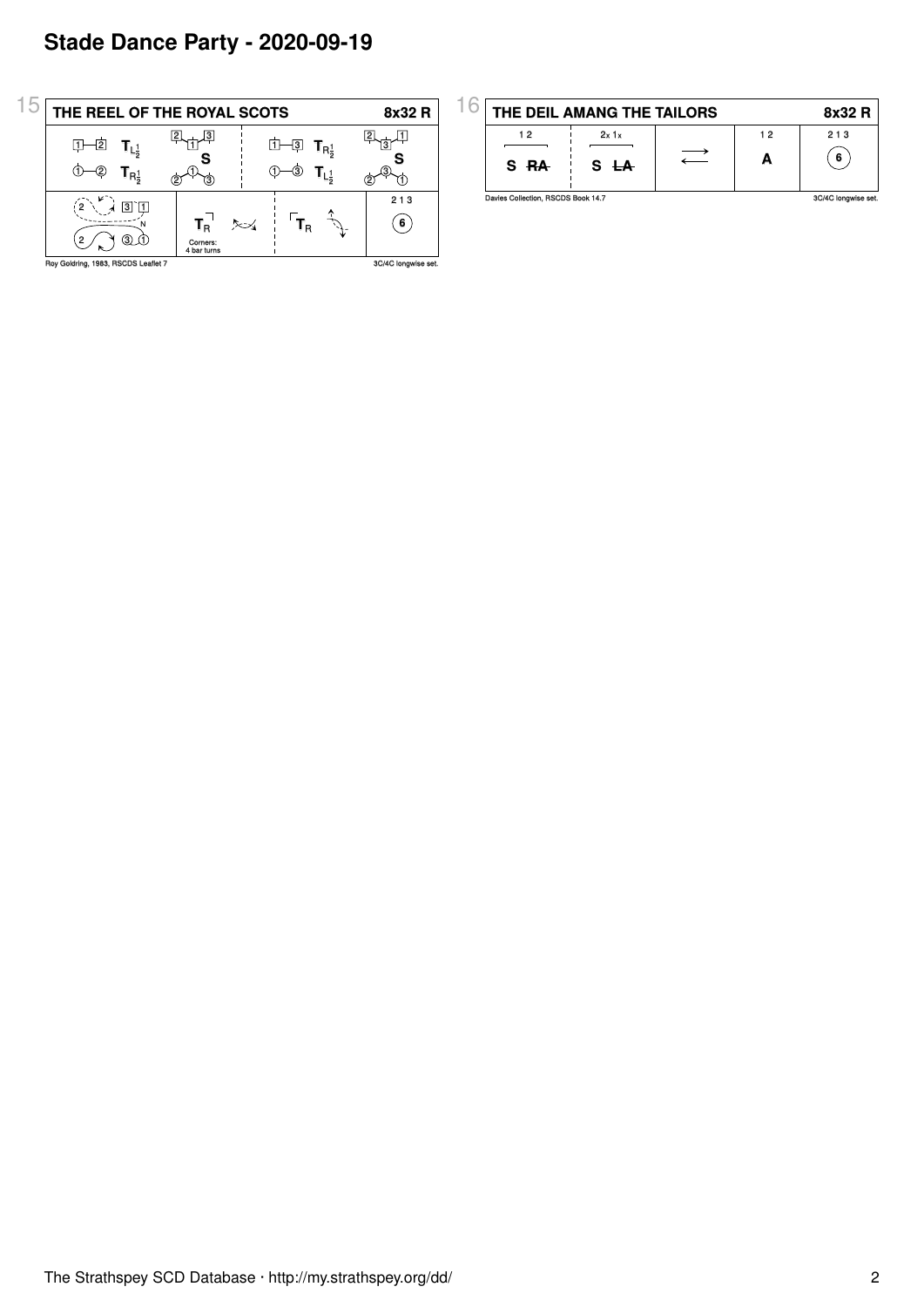# Stade Dance Party - 2020-09-19

15

## THE REEL OF THE ROYAL SCOTS — 8x32 R

1 — 2 T L½ | S | 1 — 3 T R½ | S

1 — 2 T R½ | | 1 — 3 T L½ |

2 3 1 N | T R Corners: 4 bar turns | T R | 2 1 3 6

Roy Goldring, 1983, RSCDS Leaflet 7 — 3C/4C longwise set.

16

## THE DEIL AMANG THE TAILORS — 8x32 R

| 1 2 | 2x 1x | | 1 2 | 2 1 3 |
|---|---|---|---|---|
| S RA | S LA | ⇄ | A | 6 |

Davies Collection, RSCDS Book 14.7 — 3C/4C longwise set.